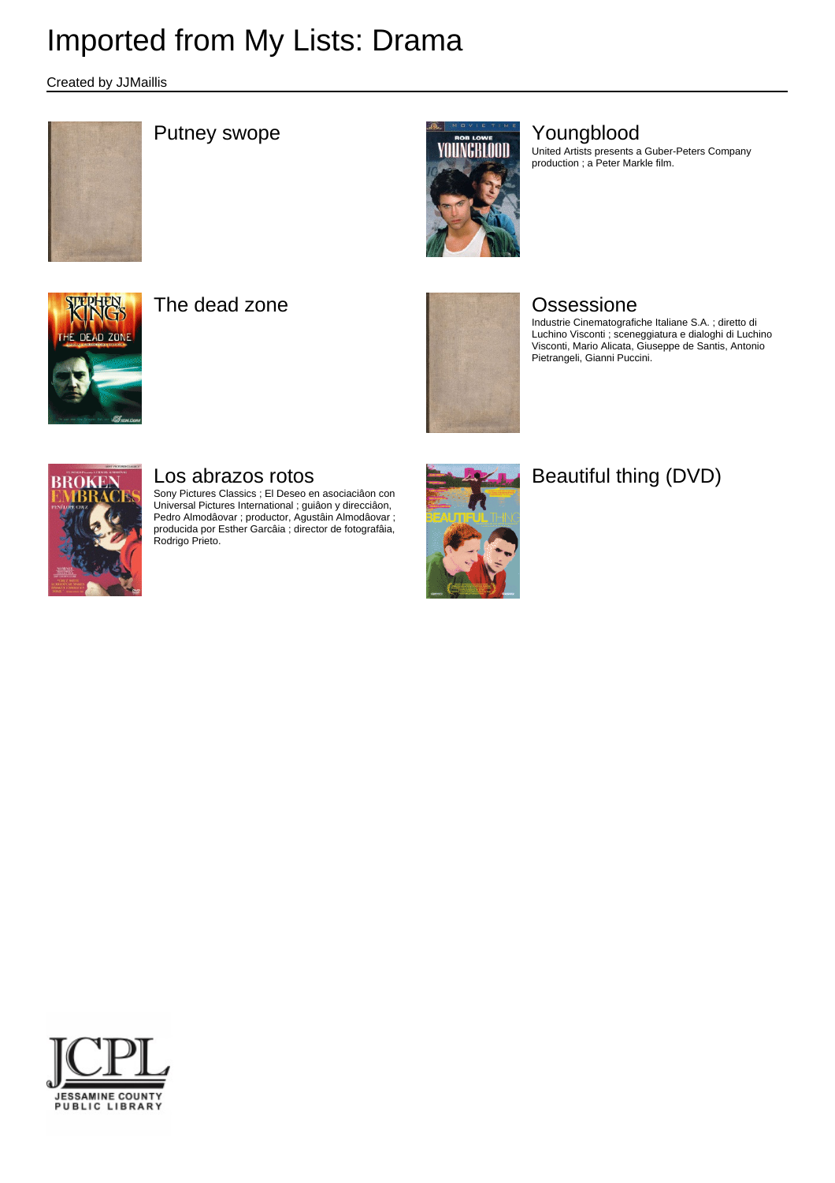# Imported from My Lists: Drama

Created by JJMaillis

## Putney swope

## Youngblood

United Artists presents a Guber-Peters Company production ; a Peter Markle film.

## The dead zone

## Ossessione

Industrie Cinematografiche Italiane S.A. ; diretto di Luchino Visconti ; sceneggiatura e dialoghi di Luchino Visconti, Mario Alicata, Giuseppe de Santis, Antonio Pietrangeli, Gianni Puccini.

## Los abrazos rotos

Sony Pictures Classics ; El Deseo en asociaciâon con Universal Pictures International ; guiâon y direcciâon, Pedro Almodâovar ; productor, Agustâin Almodâovar ; producida por Esther Garcâia ; director de fotografâia, Rodrigo Prieto.

## Beautiful thing (DVD)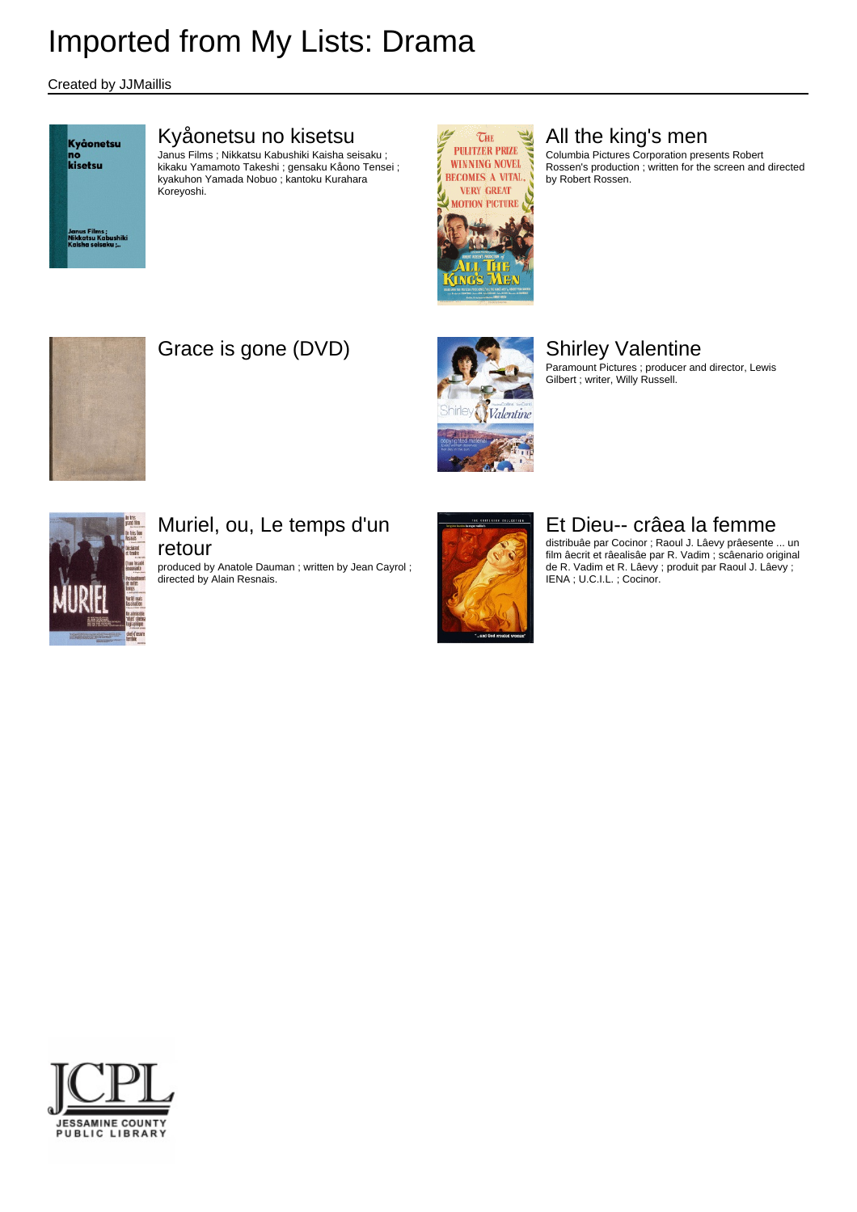# Imported from My Lists: Drama

Created by JJMaillis

## Kyåonetsu no kisetsu

Janus Films ; Nikkatsu Kabushiki Kaisha seisaku ; kikaku Yamamoto Takeshi ; gensaku Kåono Tensei ; kyakuhon Yamada Nobuo ; kantoku Kurahara Koreyoshi.

## All the king's men

Columbia Pictures Corporation presents Robert Rossen's production ; written for the screen and directed by Robert Rossen.

## Grace is gone (DVD)

## Shirley Valentine

Paramount Pictures ; producer and director, Lewis Gilbert ; writer, Willy Russell.

## Muriel, ou, Le temps d'un retour

produced by Anatole Dauman ; written by Jean Cayrol ; directed by Alain Resnais.

## Et Dieu-- crâea la femme

distribuâe par Cocinor ; Raoul J. Lâevy prâesente ... un film âecrit et râealisâe par R. Vadim ; scâenario original de R. Vadim et R. Lâevy ; produit par Raoul J. Lâevy ; IENA ; U.C.I.L. ; Cocinor.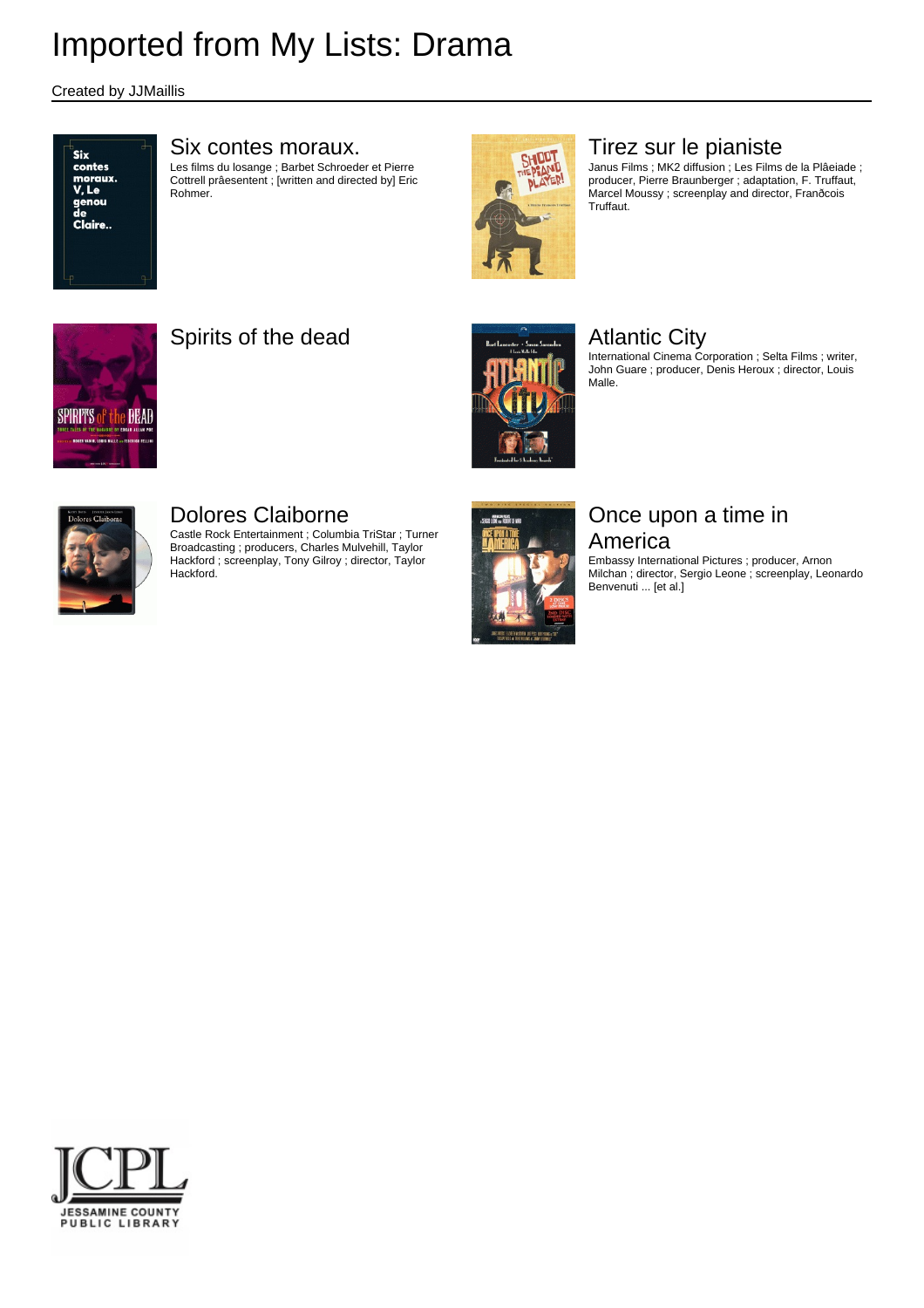# Imported from My Lists: Drama

Created by JJMaillis

## Six contes moraux.

Les films du losange ; Barbet Schroeder et Pierre Cottrell prâesentent ; [written and directed by] Eric Rohmer.

## Tirez sur le pianiste

Janus Films ; MK2 diffusion ; Les Films de la Plâeiade ; producer, Pierre Braunberger ; adaptation, F. Truffaut, Marcel Moussy ; screenplay and director, Franðcois Truffaut.

## Spirits of the dead

## Atlantic City

International Cinema Corporation ; Selta Films ; writer, John Guare ; producer, Denis Heroux ; director, Louis Malle.

## Dolores Claiborne

Castle Rock Entertainment ; Columbia TriStar ; Turner Broadcasting ; producers, Charles Mulvehill, Taylor Hackford ; screenplay, Tony Gilroy ; director, Taylor Hackford.

## Once upon a time in America

Embassy International Pictures ; producer, Arnon Milchan ; director, Sergio Leone ; screenplay, Leonardo Benvenuti ... [et al.]

JCPL
JESSAMINE COUNTY PUBLIC LIBRARY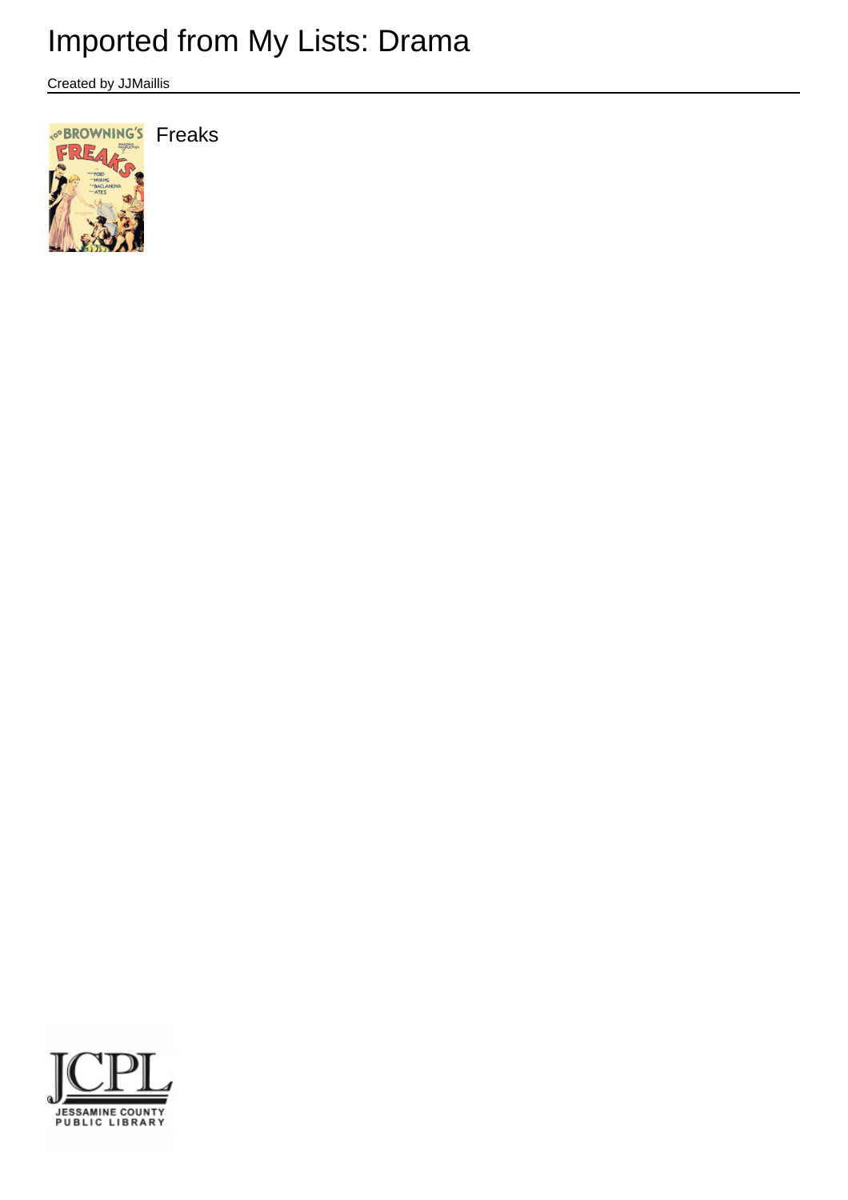# Imported from My Lists: Drama

Created by JJMaillis

Freaks